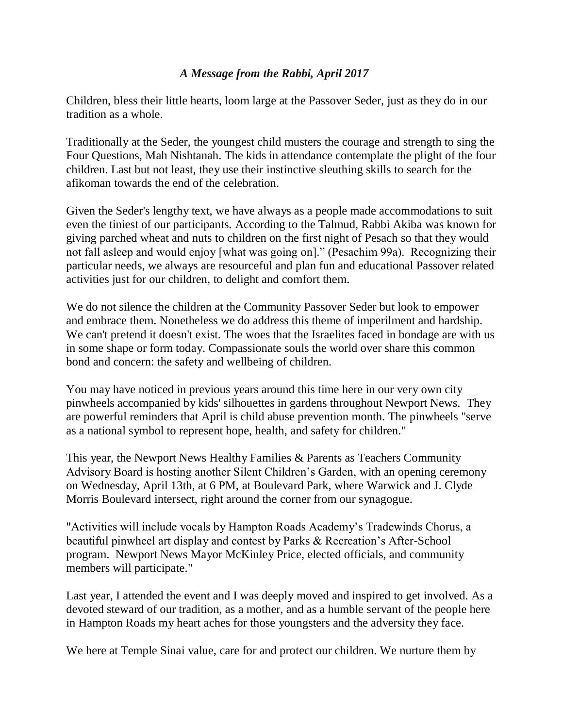*A Message from the Rabbi, April 2017*

Children, bless their little hearts, loom large at the Passover Seder, just as they do in our tradition as a whole.

Traditionally at the Seder, the youngest child musters the courage and strength to sing the Four Questions, Mah Nishtanah. The kids in attendance contemplate the plight of the four children. Last but not least, they use their instinctive sleuthing skills to search for the afikoman towards the end of the celebration.

Given the Seder's lengthy text, we have always as a people made accommodations to suit even the tiniest of our participants. According to the Talmud, Rabbi Akiba was known for giving parched wheat and nuts to children on the first night of Pesach so that they would not fall asleep and would enjoy [what was going on]." (Pesachim 99a). Recognizing their particular needs, we always are resourceful and plan fun and educational Passover related activities just for our children, to delight and comfort them.

We do not silence the children at the Community Passover Seder but look to empower and embrace them. Nonetheless we do address this theme of imperilment and hardship. We can't pretend it doesn't exist. The woes that the Israelites faced in bondage are with us in some shape or form today. Compassionate souls the world over share this common bond and concern: the safety and wellbeing of children.

You may have noticed in previous years around this time here in our very own city pinwheels accompanied by kids' silhouettes in gardens throughout Newport News. They are powerful reminders that April is child abuse prevention month. The pinwheels "serve as a national symbol to represent hope, health, and safety for children."

This year, the Newport News Healthy Families & Parents as Teachers Community Advisory Board is hosting another Silent Children's Garden, with an opening ceremony on Wednesday, April 13th, at 6 PM, at Boulevard Park, where Warwick and J. Clyde Morris Boulevard intersect, right around the corner from our synagogue.

"Activities will include vocals by Hampton Roads Academy's Tradewinds Chorus, a beautiful pinwheel art display and contest by Parks & Recreation's After-School program. Newport News Mayor McKinley Price, elected officials, and community members will participate."

Last year, I attended the event and I was deeply moved and inspired to get involved. As a devoted steward of our tradition, as a mother, and as a humble servant of the people here in Hampton Roads my heart aches for those youngsters and the adversity they face.

We here at Temple Sinai value, care for and protect our children. We nurture them by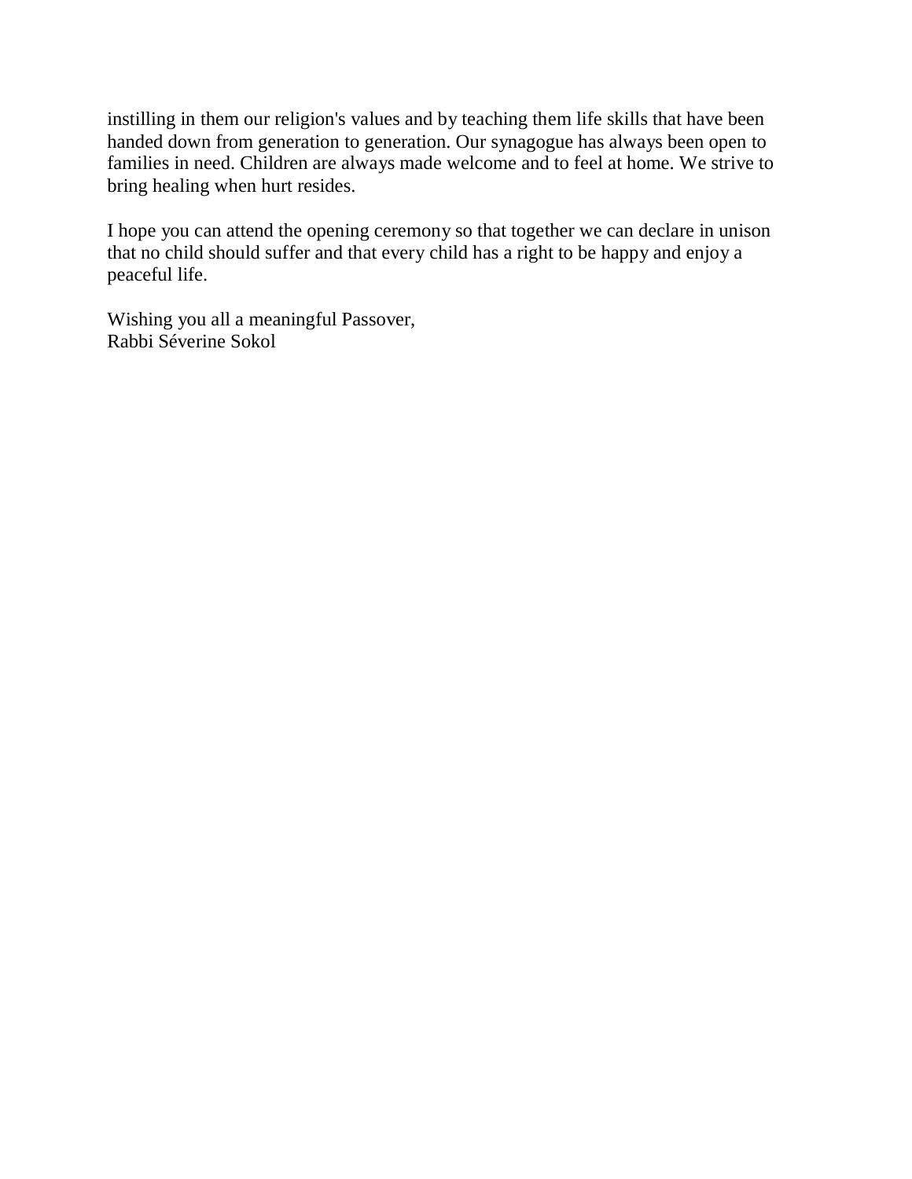instilling in them our religion's values and by teaching them life skills that have been handed down from generation to generation. Our synagogue has always been open to families in need. Children are always made welcome and to feel at home. We strive to bring healing when hurt resides.

I hope you can attend the opening ceremony so that together we can declare in unison that no child should suffer and that every child has a right to be happy and enjoy a peaceful life.

Wishing you all a meaningful Passover,
Rabbi Séverine Sokol